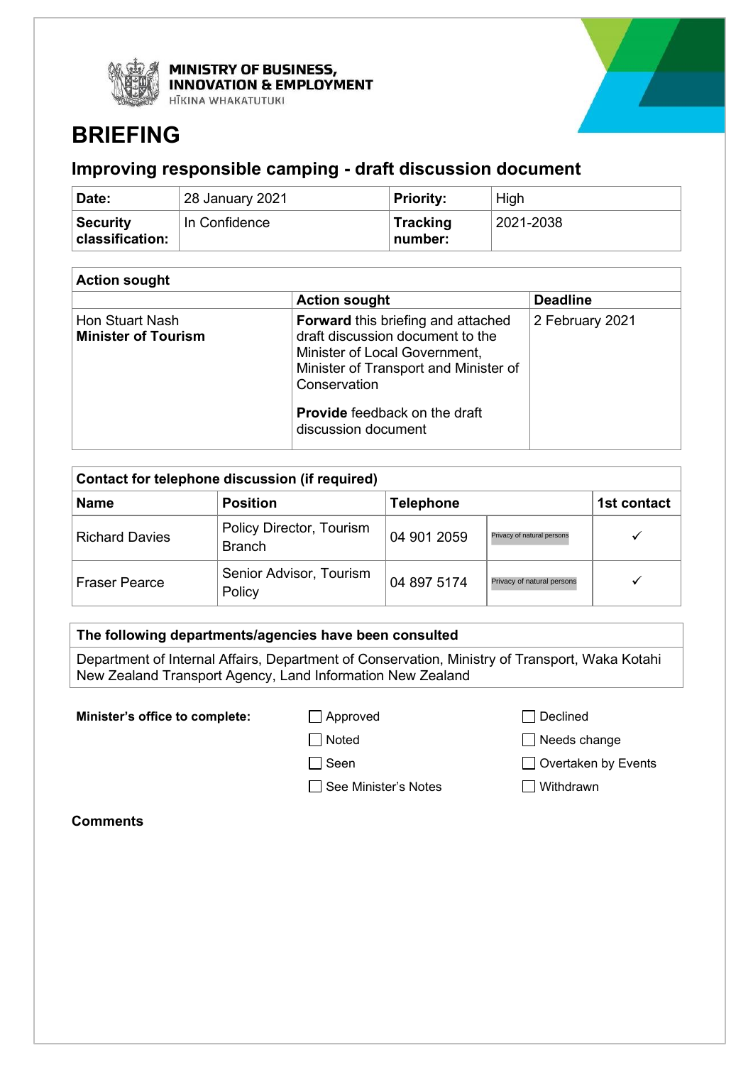MINISTRY OF BUSINESS, INNOVATION & EMPLOYMENT
HĪKINA WHAKATUTUKI

# BRIEFING

## Improving responsible camping - draft discussion document

| **Date:** | 28 January 2021 | **Priority:** | High |
|---|---|---|---|
| **Security classification:** | In Confidence | **Tracking number:** | 2021-2038 |

| **Action sought** | | |
|---|---|---|
| | **Action sought** | **Deadline** |
| Hon Stuart Nash<br>**Minister of Tourism** | **Forward** this briefing and attached draft discussion document to the Minister of Local Government, Minister of Transport and Minister of Conservation<br><br>**Provide** feedback on the draft discussion document | 2 February 2021 |

| **Contact for telephone discussion (if required)** | | | | |
|---|---|---|---|---|
| **Name** | **Position** | **Telephone** | | **1st contact** |
| Richard Davies | Policy Director, Tourism Branch | 04 901 2059 | Privacy of natural persons | ✓ |
| Fraser Pearce | Senior Advisor, Tourism Policy | 04 897 5174 | Privacy of natural persons | ✓ |

| **The following departments/agencies have been consulted** |
|---|
| Department of Internal Affairs, Department of Conservation, Ministry of Transport, Waka Kotahi New Zealand Transport Agency, Land Information New Zealand |

**Minister's office to complete:**

- ☐ Approved
- ☐ Declined
- ☐ Noted
- ☐ Needs change
- ☐ Seen
- ☐ Overtaken by Events
- ☐ See Minister's Notes
- ☐ Withdrawn

**Comments**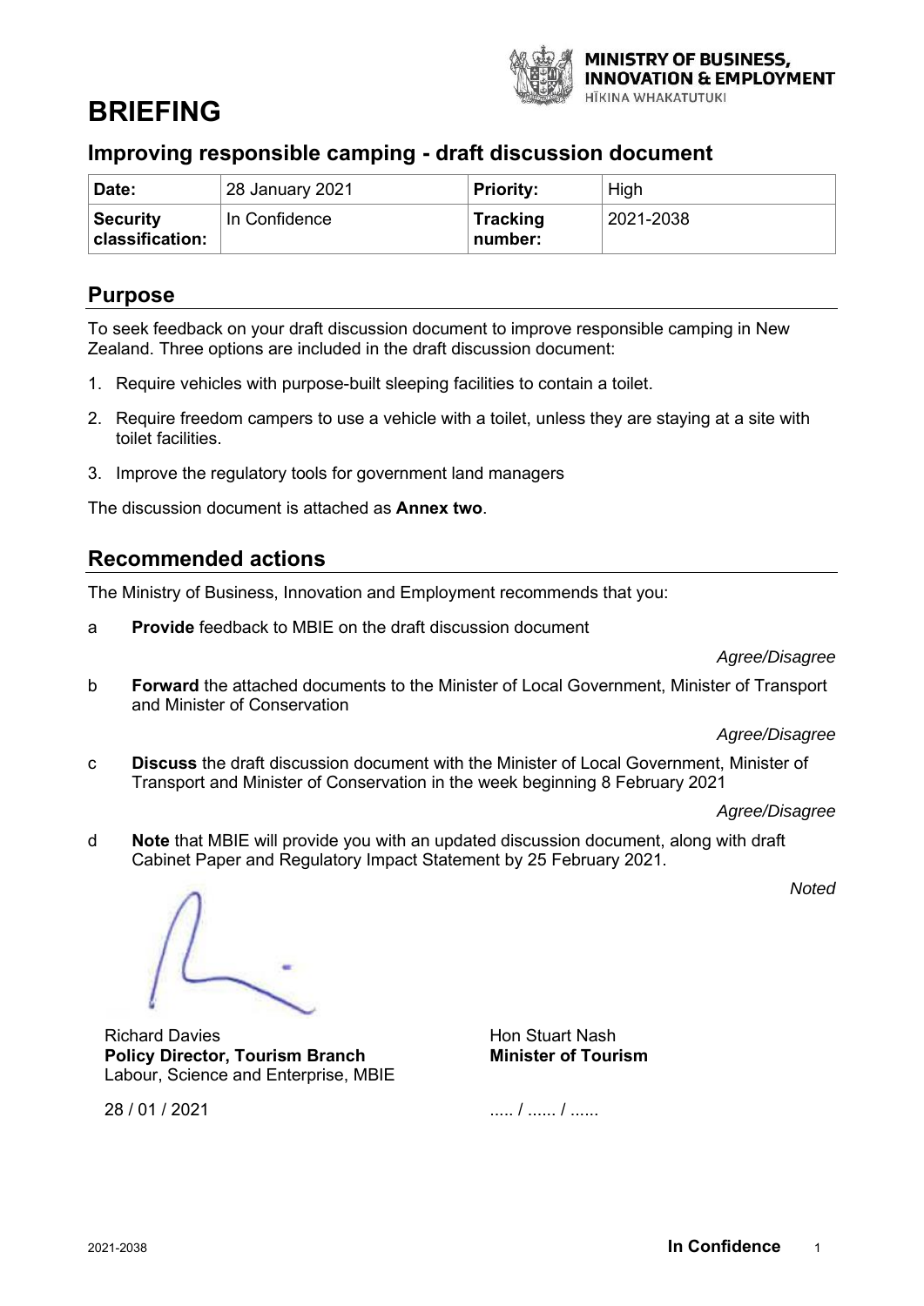# BRIEFING

## Improving responsible camping - draft discussion document

| **Date:** | 28 January 2021 | **Priority:** | High |
|---|---|---|---|
| **Security classification:** | In Confidence | **Tracking number:** | 2021-2038 |

## Purpose

To seek feedback on your draft discussion document to improve responsible camping in New Zealand. Three options are included in the draft discussion document:

1. Require vehicles with purpose-built sleeping facilities to contain a toilet.
2. Require freedom campers to use a vehicle with a toilet, unless they are staying at a site with toilet facilities.
3. Improve the regulatory tools for government land managers

The discussion document is attached as **Annex two**.

## Recommended actions

The Ministry of Business, Innovation and Employment recommends that you:

a **Provide** feedback to MBIE on the draft discussion document

*Agree/Disagree*

b **Forward** the attached documents to the Minister of Local Government, Minister of Transport and Minister of Conservation

*Agree/Disagree*

c **Discuss** the draft discussion document with the Minister of Local Government, Minister of Transport and Minister of Conservation in the week beginning 8 February 2021

*Agree/Disagree*

d **Note** that MBIE will provide you with an updated discussion document, along with draft Cabinet Paper and Regulatory Impact Statement by 25 February 2021.

*Noted*

Richard Davies
**Policy Director, Tourism Branch**
Labour, Science and Enterprise, MBIE

28 / 01 / 2021

Hon Stuart Nash
**Minister of Tourism**

..... / ...... / ......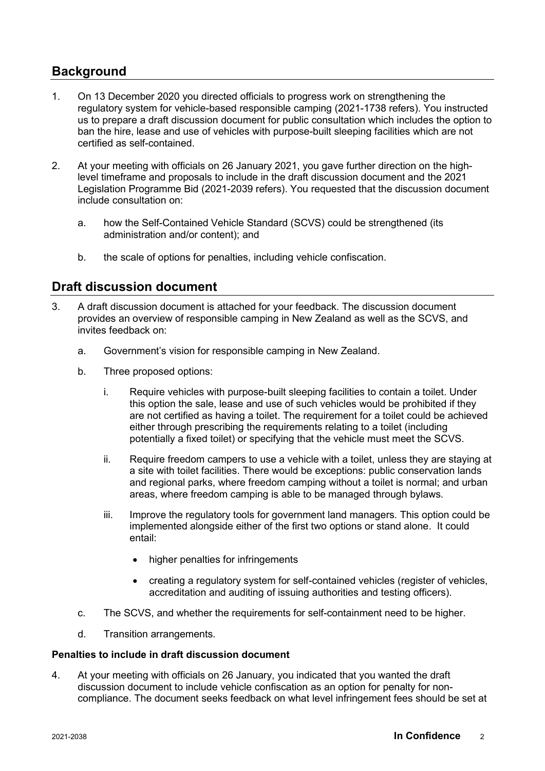## Background

1. On 13 December 2020 you directed officials to progress work on strengthening the regulatory system for vehicle-based responsible camping (2021-1738 refers). You instructed us to prepare a draft discussion document for public consultation which includes the option to ban the hire, lease and use of vehicles with purpose-built sleeping facilities which are not certified as self-contained.

2. At your meeting with officials on 26 January 2021, you gave further direction on the high-level timeframe and proposals to include in the draft discussion document and the 2021 Legislation Programme Bid (2021-2039 refers). You requested that the discussion document include consultation on:

   a. how the Self-Contained Vehicle Standard (SCVS) could be strengthened (its administration and/or content); and

   b. the scale of options for penalties, including vehicle confiscation.

## Draft discussion document

3. A draft discussion document is attached for your feedback. The discussion document provides an overview of responsible camping in New Zealand as well as the SCVS, and invites feedback on:

   a. Government's vision for responsible camping in New Zealand.

   b. Three proposed options:

      i. Require vehicles with purpose-built sleeping facilities to contain a toilet. Under this option the sale, lease and use of such vehicles would be prohibited if they are not certified as having a toilet. The requirement for a toilet could be achieved either through prescribing the requirements relating to a toilet (including potentially a fixed toilet) or specifying that the vehicle must meet the SCVS.

      ii. Require freedom campers to use a vehicle with a toilet, unless they are staying at a site with toilet facilities. There would be exceptions: public conservation lands and regional parks, where freedom camping without a toilet is normal; and urban areas, where freedom camping is able to be managed through bylaws.

      iii. Improve the regulatory tools for government land managers. This option could be implemented alongside either of the first two options or stand alone. It could entail:

         - higher penalties for infringements
         - creating a regulatory system for self-contained vehicles (register of vehicles, accreditation and auditing of issuing authorities and testing officers).

   c. The SCVS, and whether the requirements for self-containment need to be higher.

   d. Transition arrangements.

**Penalties to include in draft discussion document**

4. At your meeting with officials on 26 January, you indicated that you wanted the draft discussion document to include vehicle confiscation as an option for penalty for non-compliance. The document seeks feedback on what level infringement fees should be set at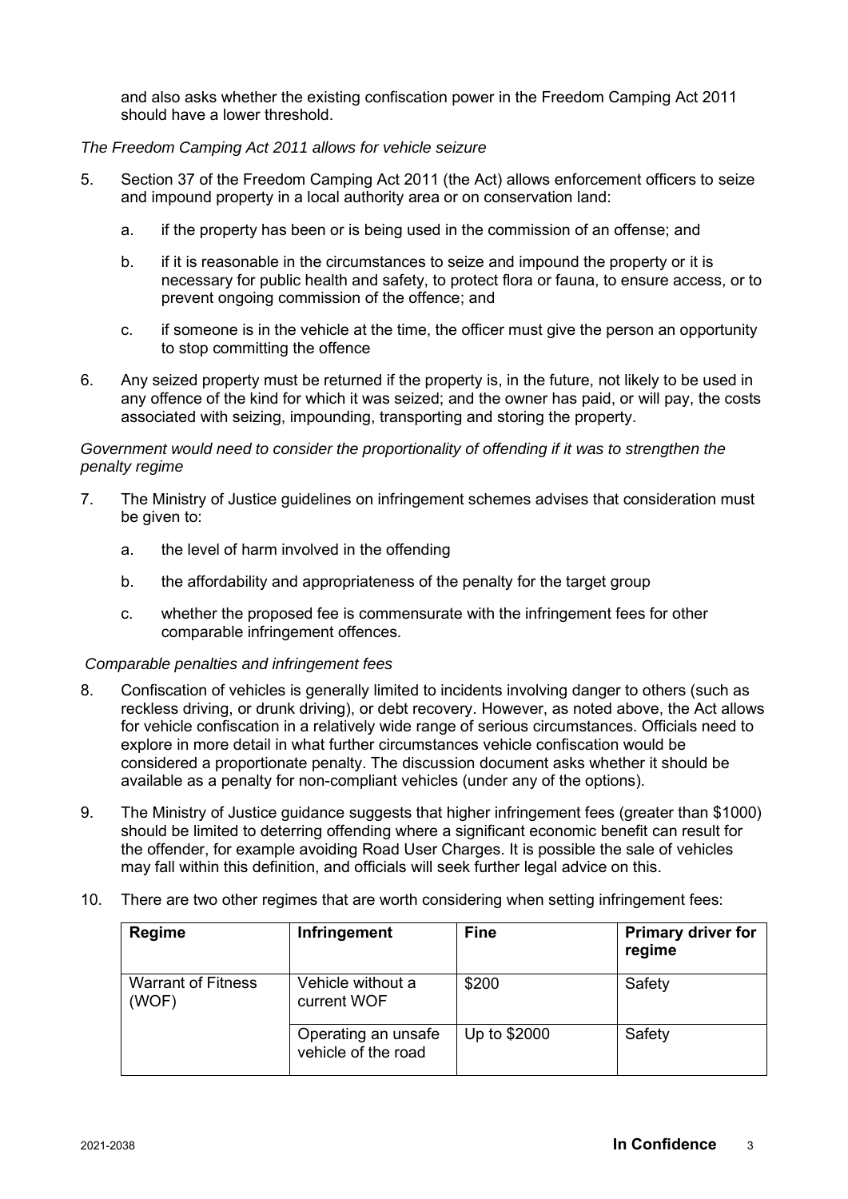and also asks whether the existing confiscation power in the Freedom Camping Act 2011 should have a lower threshold.

*The Freedom Camping Act 2011 allows for vehicle seizure*

5. Section 37 of the Freedom Camping Act 2011 (the Act) allows enforcement officers to seize and impound property in a local authority area or on conservation land:

   a. if the property has been or is being used in the commission of an offense; and

   b. if it is reasonable in the circumstances to seize and impound the property or it is necessary for public health and safety, to protect flora or fauna, to ensure access, or to prevent ongoing commission of the offence; and

   c. if someone is in the vehicle at the time, the officer must give the person an opportunity to stop committing the offence

6. Any seized property must be returned if the property is, in the future, not likely to be used in any offence of the kind for which it was seized; and the owner has paid, or will pay, the costs associated with seizing, impounding, transporting and storing the property.

*Government would need to consider the proportionality of offending if it was to strengthen the penalty regime*

7. The Ministry of Justice guidelines on infringement schemes advises that consideration must be given to:

   a. the level of harm involved in the offending

   b. the affordability and appropriateness of the penalty for the target group

   c. whether the proposed fee is commensurate with the infringement fees for other comparable infringement offences.

*Comparable penalties and infringement fees*

8. Confiscation of vehicles is generally limited to incidents involving danger to others (such as reckless driving, or drunk driving), or debt recovery. However, as noted above, the Act allows for vehicle confiscation in a relatively wide range of serious circumstances. Officials need to explore in more detail in what further circumstances vehicle confiscation would be considered a proportionate penalty. The discussion document asks whether it should be available as a penalty for non-compliant vehicles (under any of the options).

9. The Ministry of Justice guidance suggests that higher infringement fees (greater than $1000) should be limited to deterring offending where a significant economic benefit can result for the offender, for example avoiding Road User Charges. It is possible the sale of vehicles may fall within this definition, and officials will seek further legal advice on this.

10. There are two other regimes that are worth considering when setting infringement fees:

| Regime | Infringement | Fine | Primary driver for regime |
|---|---|---|---|
| Warrant of Fitness (WOF) | Vehicle without a current WOF | $200 | Safety |
| | Operating an unsafe vehicle of the road | Up to $2000 | Safety |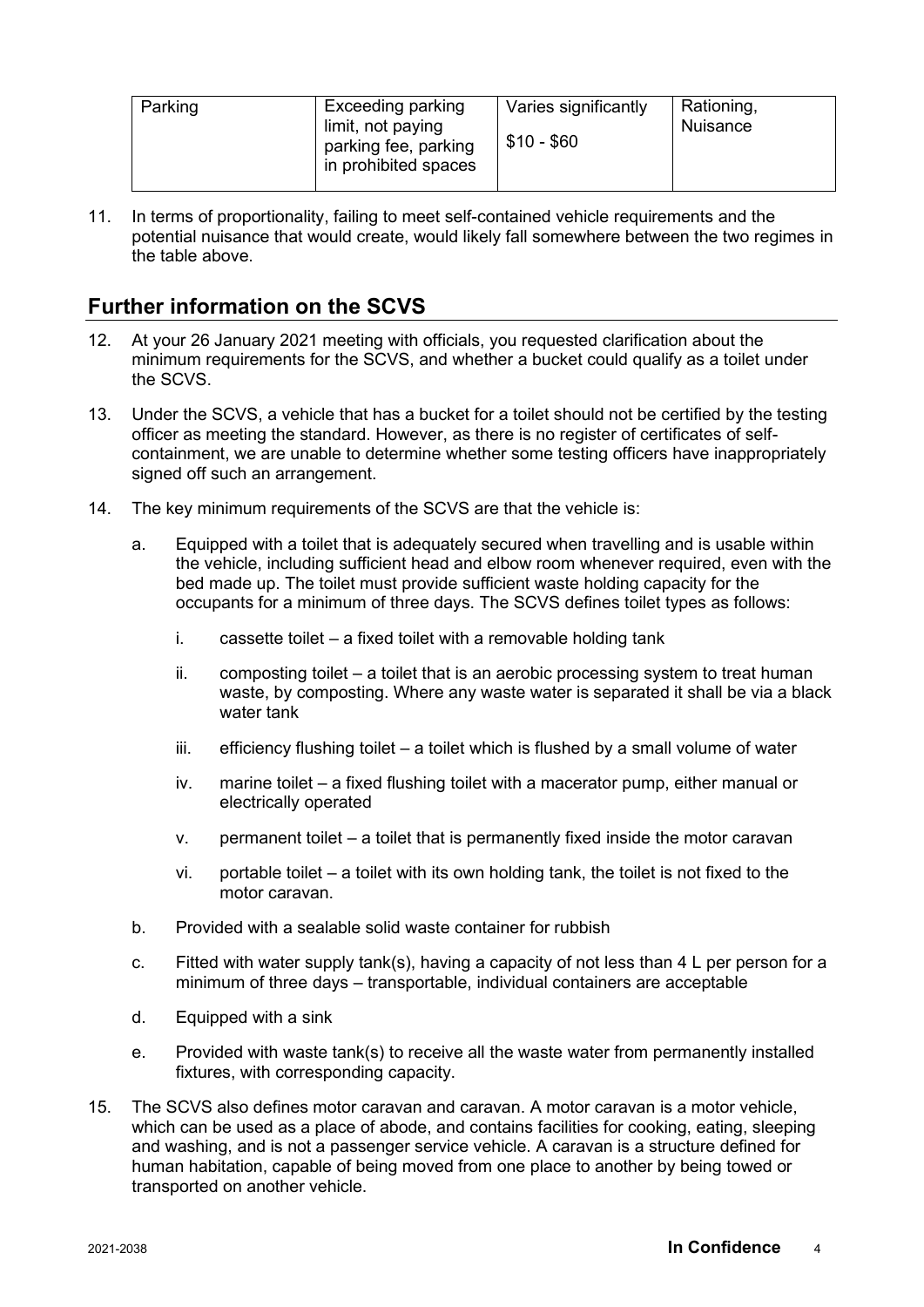| Parking | Exceeding parking limit, not paying parking fee, parking in prohibited spaces | Varies significantly<br><br>$10 - $60 | Rationing, Nuisance |
|---|---|---|---|

11. In terms of proportionality, failing to meet self-contained vehicle requirements and the potential nuisance that would create, would likely fall somewhere between the two regimes in the table above.

## Further information on the SCVS

12. At your 26 January 2021 meeting with officials, you requested clarification about the minimum requirements for the SCVS, and whether a bucket could qualify as a toilet under the SCVS.

13. Under the SCVS, a vehicle that has a bucket for a toilet should not be certified by the testing officer as meeting the standard. However, as there is no register of certificates of self-containment, we are unable to determine whether some testing officers have inappropriately signed off such an arrangement.

14. The key minimum requirements of the SCVS are that the vehicle is:

    a. Equipped with a toilet that is adequately secured when travelling and is usable within the vehicle, including sufficient head and elbow room whenever required, even with the bed made up. The toilet must provide sufficient waste holding capacity for the occupants for a minimum of three days. The SCVS defines toilet types as follows:

        i. cassette toilet – a fixed toilet with a removable holding tank

        ii. composting toilet – a toilet that is an aerobic processing system to treat human waste, by composting. Where any waste water is separated it shall be via a black water tank

        iii. efficiency flushing toilet – a toilet which is flushed by a small volume of water

        iv. marine toilet – a fixed flushing toilet with a macerator pump, either manual or electrically operated

        v. permanent toilet – a toilet that is permanently fixed inside the motor caravan

        vi. portable toilet – a toilet with its own holding tank, the toilet is not fixed to the motor caravan.

    b. Provided with a sealable solid waste container for rubbish

    c. Fitted with water supply tank(s), having a capacity of not less than 4 L per person for a minimum of three days – transportable, individual containers are acceptable

    d. Equipped with a sink

    e. Provided with waste tank(s) to receive all the waste water from permanently installed fixtures, with corresponding capacity.

15. The SCVS also defines motor caravan and caravan. A motor caravan is a motor vehicle, which can be used as a place of abode, and contains facilities for cooking, eating, sleeping and washing, and is not a passenger service vehicle. A caravan is a structure defined for human habitation, capable of being moved from one place to another by being towed or transported on another vehicle.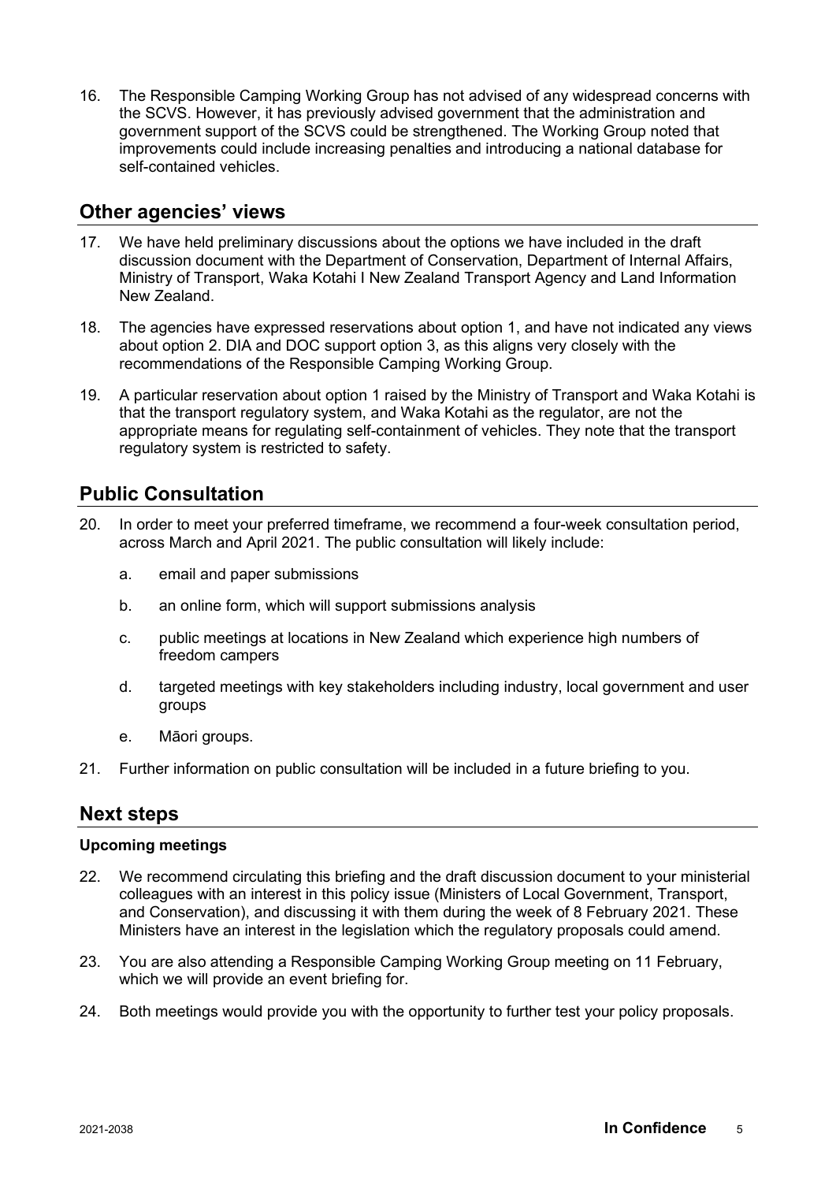16. The Responsible Camping Working Group has not advised of any widespread concerns with the SCVS. However, it has previously advised government that the administration and government support of the SCVS could be strengthened. The Working Group noted that improvements could include increasing penalties and introducing a national database for self-contained vehicles.

## Other agencies' views

17. We have held preliminary discussions about the options we have included in the draft discussion document with the Department of Conservation, Department of Internal Affairs, Ministry of Transport, Waka Kotahi I New Zealand Transport Agency and Land Information New Zealand.

18. The agencies have expressed reservations about option 1, and have not indicated any views about option 2. DIA and DOC support option 3, as this aligns very closely with the recommendations of the Responsible Camping Working Group.

19. A particular reservation about option 1 raised by the Ministry of Transport and Waka Kotahi is that the transport regulatory system, and Waka Kotahi as the regulator, are not the appropriate means for regulating self-containment of vehicles. They note that the transport regulatory system is restricted to safety.

## Public Consultation

20. In order to meet your preferred timeframe, we recommend a four-week consultation period, across March and April 2021. The public consultation will likely include:

    a. email and paper submissions

    b. an online form, which will support submissions analysis

    c. public meetings at locations in New Zealand which experience high numbers of freedom campers

    d. targeted meetings with key stakeholders including industry, local government and user groups

    e. Māori groups.

21. Further information on public consultation will be included in a future briefing to you.

## Next steps

### Upcoming meetings

22. We recommend circulating this briefing and the draft discussion document to your ministerial colleagues with an interest in this policy issue (Ministers of Local Government, Transport, and Conservation), and discussing it with them during the week of 8 February 2021. These Ministers have an interest in the legislation which the regulatory proposals could amend.

23. You are also attending a Responsible Camping Working Group meeting on 11 February, which we will provide an event briefing for.

24. Both meetings would provide you with the opportunity to further test your policy proposals.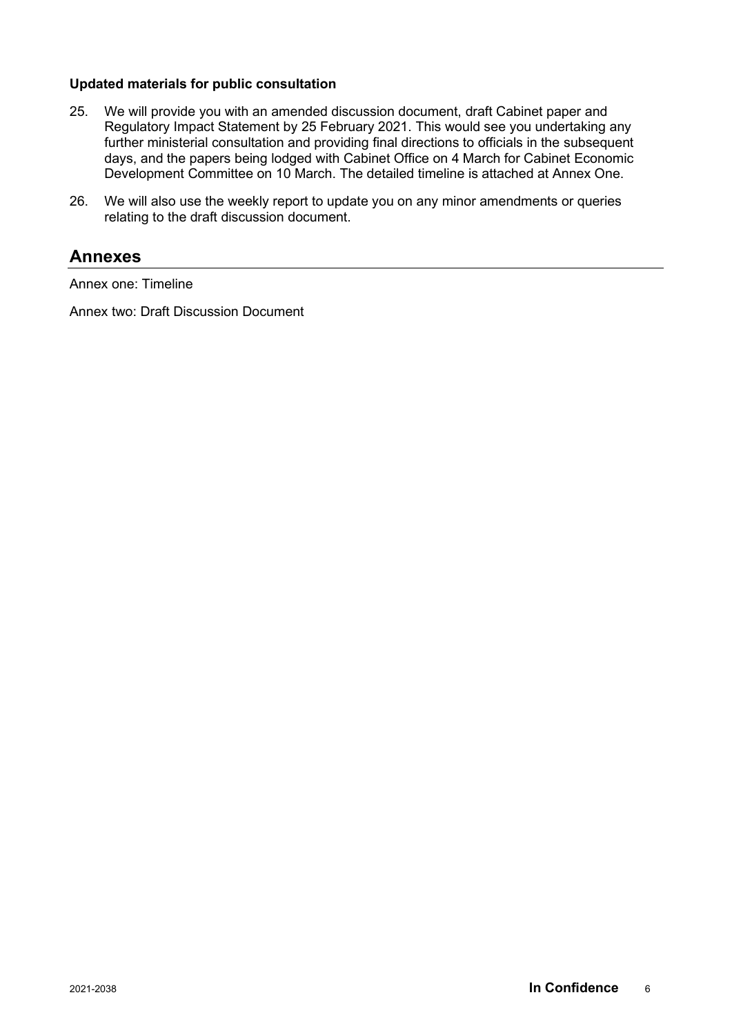**Updated materials for public consultation**

25. We will provide you with an amended discussion document, draft Cabinet paper and Regulatory Impact Statement by 25 February 2021. This would see you undertaking any further ministerial consultation and providing final directions to officials in the subsequent days, and the papers being lodged with Cabinet Office on 4 March for Cabinet Economic Development Committee on 10 March. The detailed timeline is attached at Annex One.

26. We will also use the weekly report to update you on any minor amendments or queries relating to the draft discussion document.

## Annexes

Annex one: Timeline

Annex two: Draft Discussion Document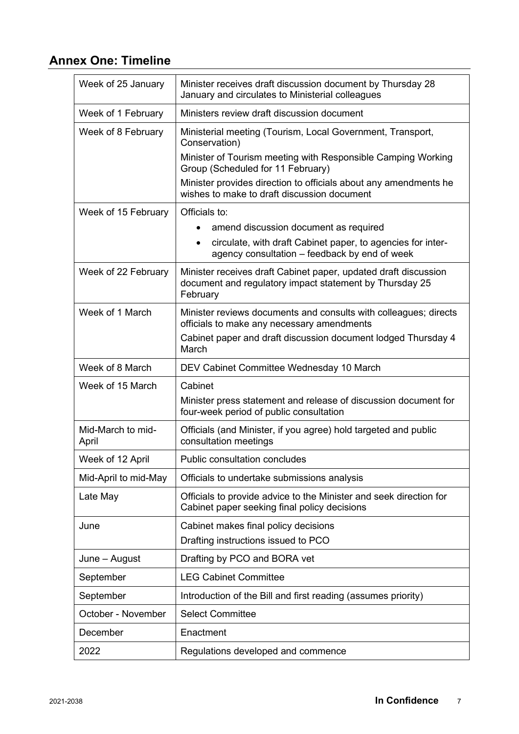## Annex One: Timeline

| | |
|---|---|
| Week of 25 January | Minister receives draft discussion document by Thursday 28 January and circulates to Ministerial colleagues |
| Week of 1 February | Ministers review draft discussion document |
| Week of 8 February | Ministerial meeting (Tourism, Local Government, Transport, Conservation)<br>Minister of Tourism meeting with Responsible Camping Working Group (Scheduled for 11 February)<br>Minister provides direction to officials about any amendments he wishes to make to draft discussion document |
| Week of 15 February | Officials to:<br>• amend discussion document as required<br>• circulate, with draft Cabinet paper, to agencies for inter-agency consultation – feedback by end of week |
| Week of 22 February | Minister receives draft Cabinet paper, updated draft discussion document and regulatory impact statement by Thursday 25 February |
| Week of 1 March | Minister reviews documents and consults with colleagues; directs officials to make any necessary amendments<br>Cabinet paper and draft discussion document lodged Thursday 4 March |
| Week of 8 March | DEV Cabinet Committee Wednesday 10 March |
| Week of 15 March | Cabinet<br>Minister press statement and release of discussion document for four-week period of public consultation |
| Mid-March to mid-April | Officials (and Minister, if you agree) hold targeted and public consultation meetings |
| Week of 12 April | Public consultation concludes |
| Mid-April to mid-May | Officials to undertake submissions analysis |
| Late May | Officials to provide advice to the Minister and seek direction for Cabinet paper seeking final policy decisions |
| June | Cabinet makes final policy decisions<br>Drafting instructions issued to PCO |
| June – August | Drafting by PCO and BORA vet |
| September | LEG Cabinet Committee |
| September | Introduction of the Bill and first reading (assumes priority) |
| October - November | Select Committee |
| December | Enactment |
| 2022 | Regulations developed and commence |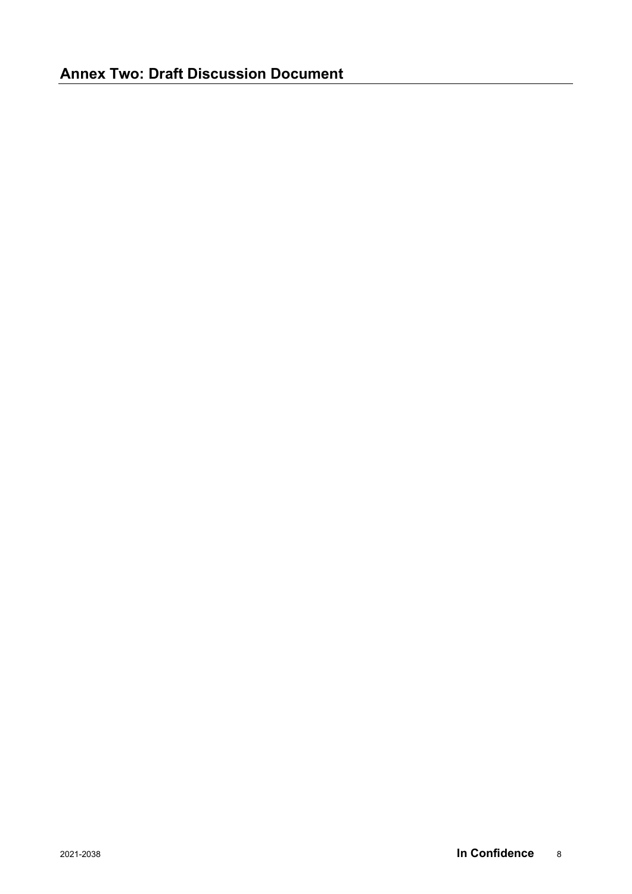## Annex Two: Draft Discussion Document